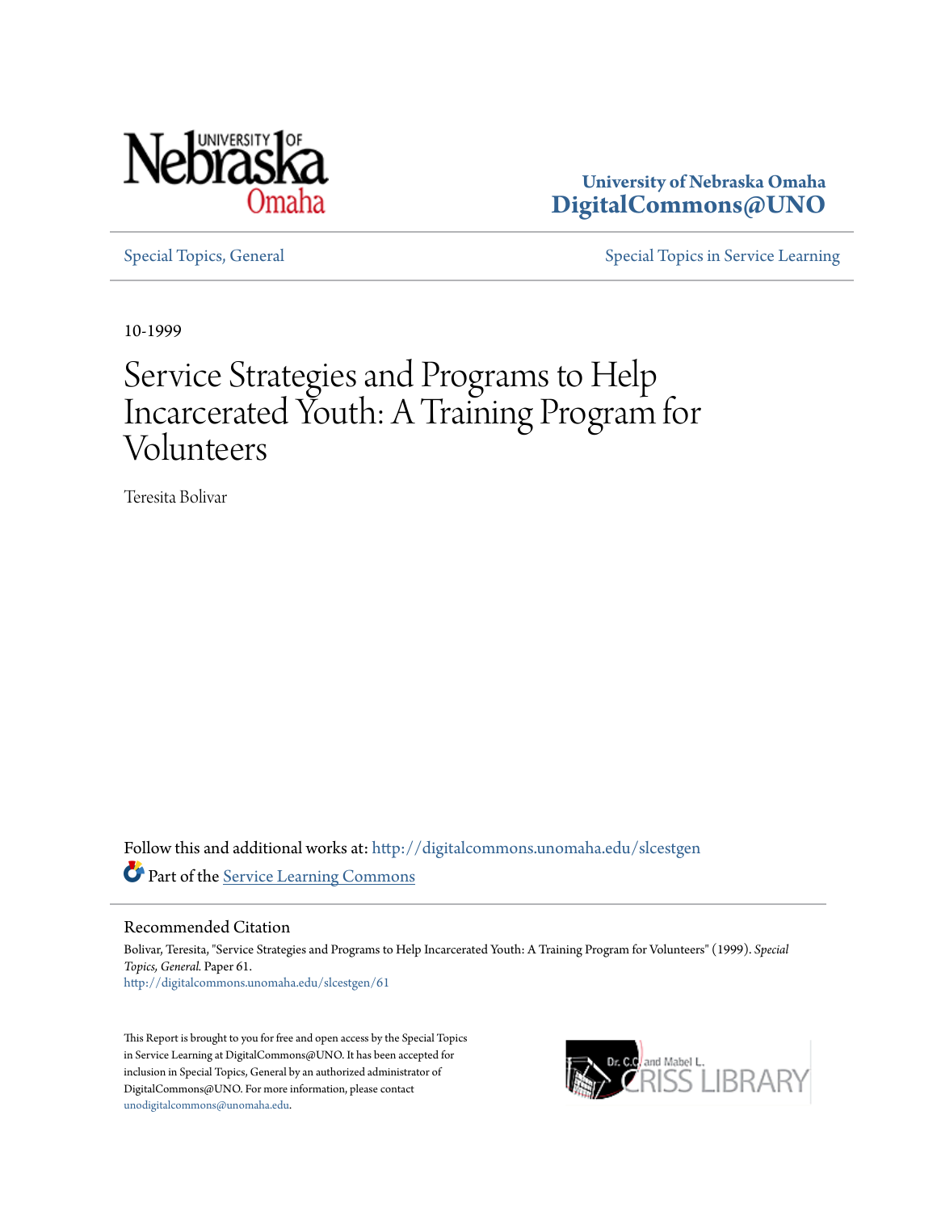University of Nebraska Omaha
**DigitalCommons@UNO**

Special Topics, General | Special Topics in Service Learning

10-1999

# Service Strategies and Programs to Help Incarcerated Youth: A Training Program for Volunteers

Teresita Bolivar

Follow this and additional works at: http://digitalcommons.unomaha.edu/slcestgen

Part of the Service Learning Commons

## Recommended Citation

Bolivar, Teresita, "Service Strategies and Programs to Help Incarcerated Youth: A Training Program for Volunteers" (1999). *Special Topics, General.* Paper 61.
http://digitalcommons.unomaha.edu/slcestgen/61

This Report is brought to you for free and open access by the Special Topics in Service Learning at DigitalCommons@UNO. It has been accepted for inclusion in Special Topics, General by an authorized administrator of DigitalCommons@UNO. For more information, please contact unodigitalcommons@unomaha.edu.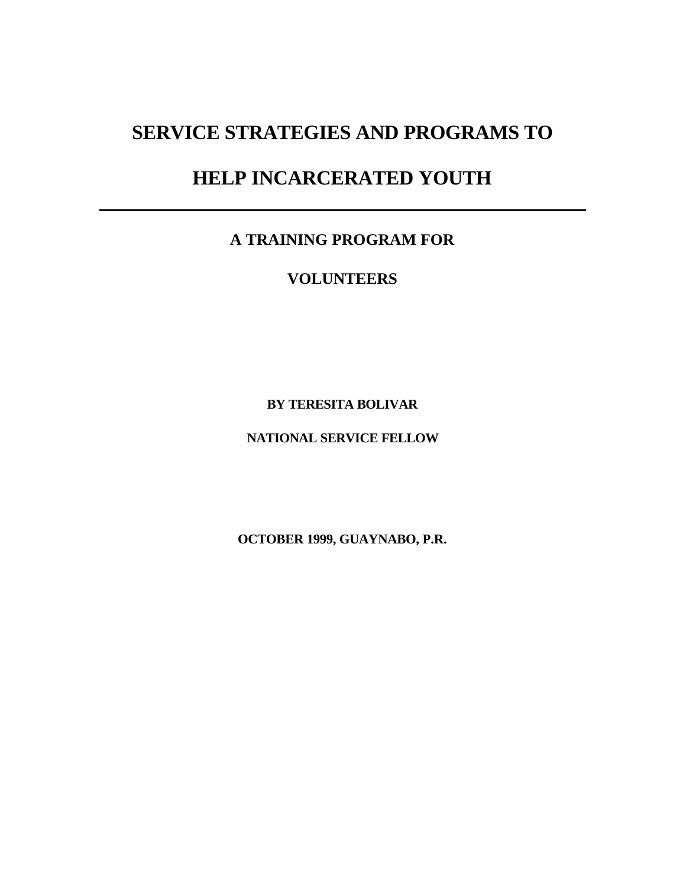# SERVICE STRATEGIES AND PROGRAMS TO HELP INCARCERATED YOUTH

---

## A TRAINING PROGRAM FOR VOLUNTEERS

**BY TERESITA BOLIVAR**

**NATIONAL SERVICE FELLOW**

**OCTOBER 1999, GUAYNABO, P.R.**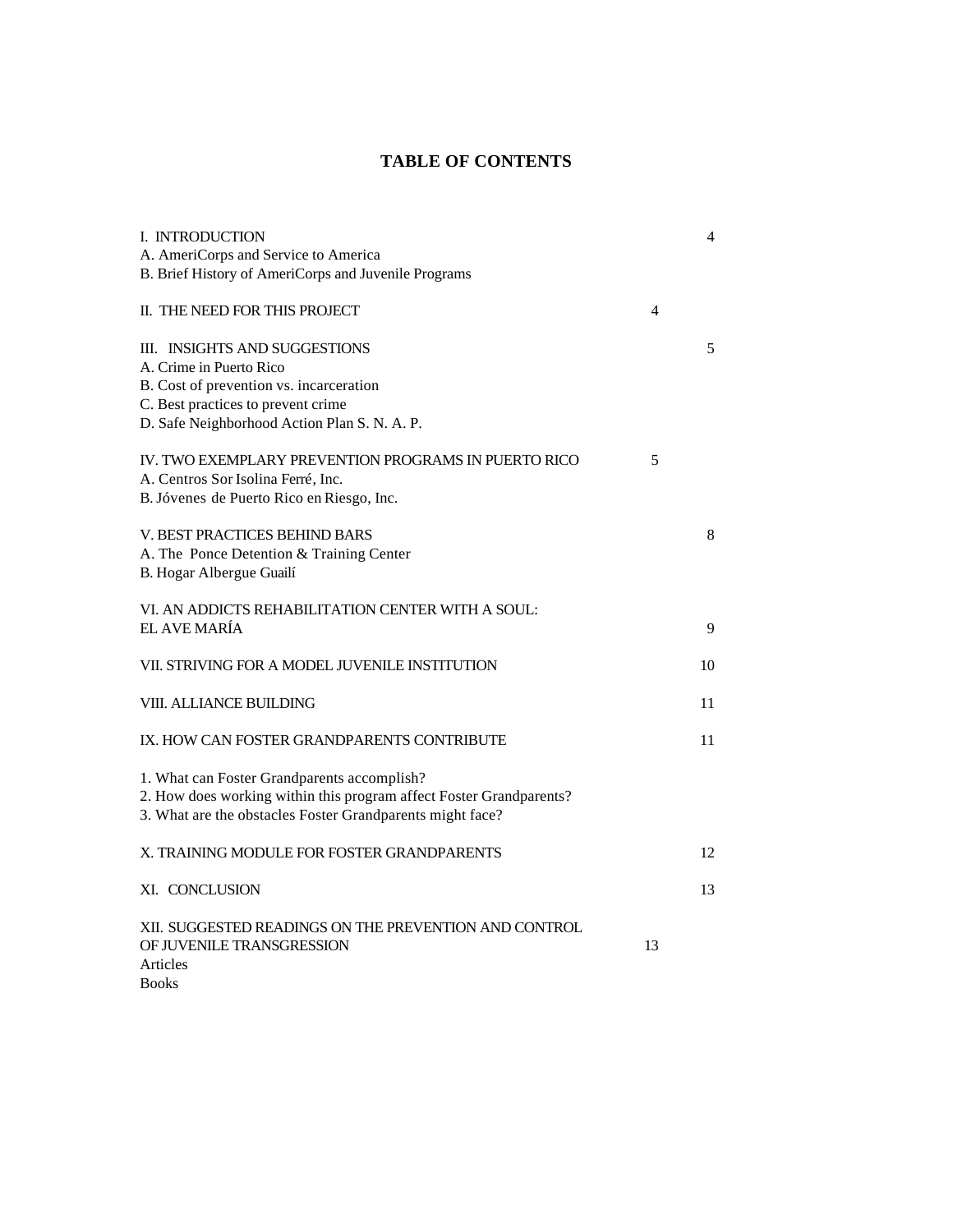# TABLE OF CONTENTS

I. INTRODUCTION 4
A. AmeriCorps and Service to America
B. Brief History of AmeriCorps and Juvenile Programs

II. THE NEED FOR THIS PROJECT 4

III. INSIGHTS AND SUGGESTIONS 5
A. Crime in Puerto Rico
B. Cost of prevention vs. incarceration
C. Best practices to prevent crime
D. Safe Neighborhood Action Plan S. N. A. P.

IV. TWO EXEMPLARY PREVENTION PROGRAMS IN PUERTO RICO 5
A. Centros Sor Isolina Ferré, Inc.
B. Jóvenes de Puerto Rico en Riesgo, Inc.

V. BEST PRACTICES BEHIND BARS 8
A. The Ponce Detention & Training Center
B. Hogar Albergue Guailí

VI. AN ADDICTS REHABILITATION CENTER WITH A SOUL: EL AVE MARÍA 9

VII. STRIVING FOR A MODEL JUVENILE INSTITUTION 10

VIII. ALLIANCE BUILDING 11

IX. HOW CAN FOSTER GRANDPARENTS CONTRIBUTE 11

1. What can Foster Grandparents accomplish?
2. How does working within this program affect Foster Grandparents?
3. What are the obstacles Foster Grandparents might face?

X. TRAINING MODULE FOR FOSTER GRANDPARENTS 12

XI. CONCLUSION 13

XII. SUGGESTED READINGS ON THE PREVENTION AND CONTROL OF JUVENILE TRANSGRESSION 13
Articles
Books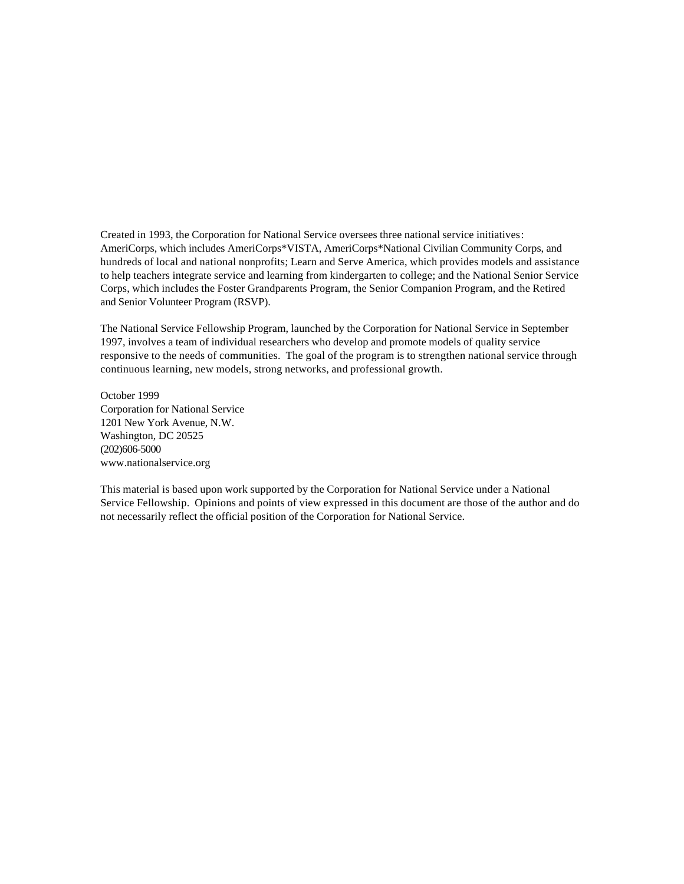Created in 1993, the Corporation for National Service oversees three national service initiatives: AmeriCorps, which includes AmeriCorps*VISTA, AmeriCorps*National Civilian Community Corps, and hundreds of local and national nonprofits; Learn and Serve America, which provides models and assistance to help teachers integrate service and learning from kindergarten to college; and the National Senior Service Corps, which includes the Foster Grandparents Program, the Senior Companion Program, and the Retired and Senior Volunteer Program (RSVP).

The National Service Fellowship Program, launched by the Corporation for National Service in September 1997, involves a team of individual researchers who develop and promote models of quality service responsive to the needs of communities. The goal of the program is to strengthen national service through continuous learning, new models, strong networks, and professional growth.

October 1999
Corporation for National Service
1201 New York Avenue, N.W.
Washington, DC 20525
(202)606-5000
www.nationalservice.org

This material is based upon work supported by the Corporation for National Service under a National Service Fellowship. Opinions and points of view expressed in this document are those of the author and do not necessarily reflect the official position of the Corporation for National Service.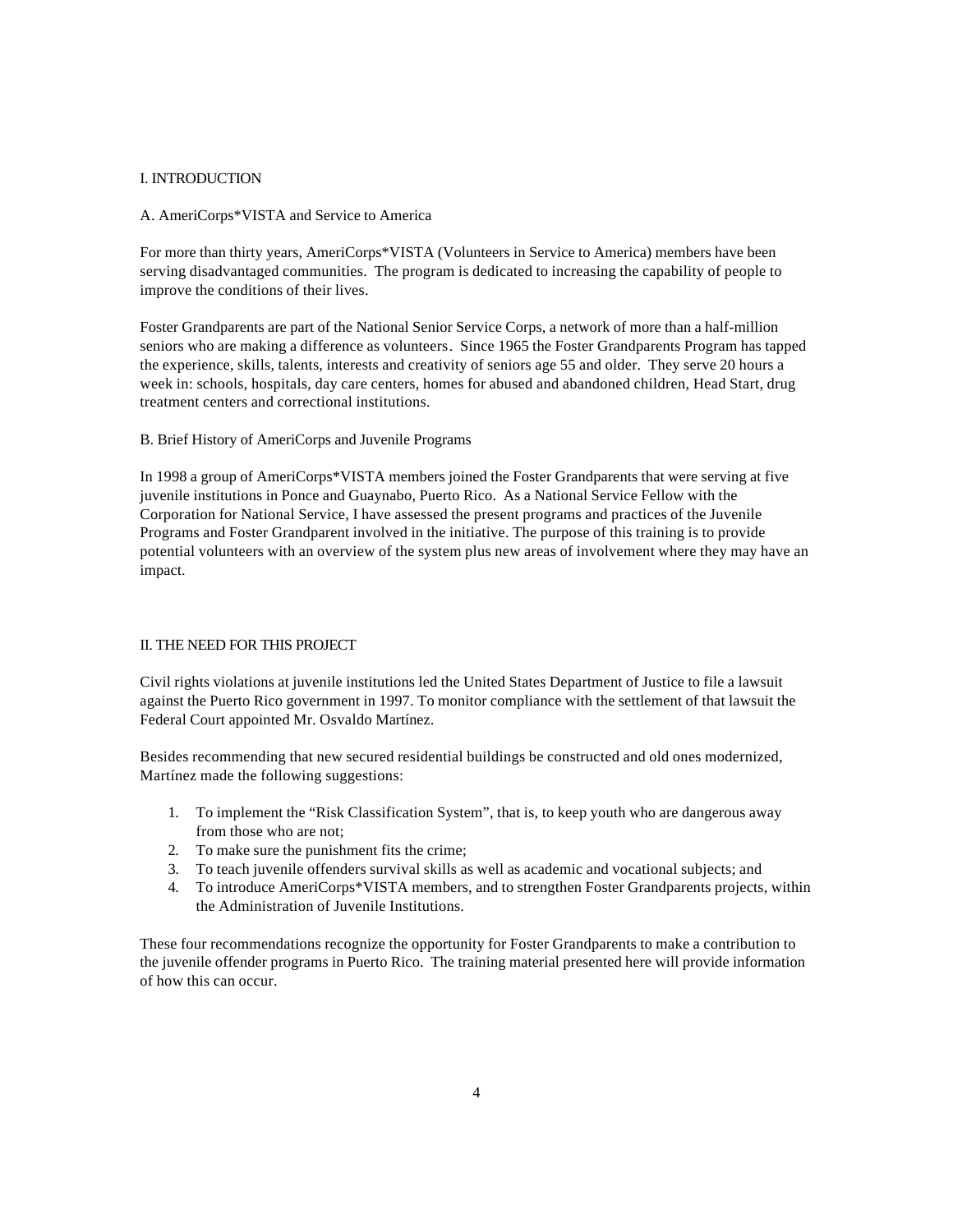## I. INTRODUCTION

### A. AmeriCorps*VISTA and Service to America

For more than thirty years, AmeriCorps*VISTA (Volunteers in Service to America) members have been serving disadvantaged communities. The program is dedicated to increasing the capability of people to improve the conditions of their lives.

Foster Grandparents are part of the National Senior Service Corps, a network of more than a half-million seniors who are making a difference as volunteers. Since 1965 the Foster Grandparents Program has tapped the experience, skills, talents, interests and creativity of seniors age 55 and older. They serve 20 hours a week in: schools, hospitals, day care centers, homes for abused and abandoned children, Head Start, drug treatment centers and correctional institutions.

### B. Brief History of AmeriCorps and Juvenile Programs

In 1998 a group of AmeriCorps*VISTA members joined the Foster Grandparents that were serving at five juvenile institutions in Ponce and Guaynabo, Puerto Rico. As a National Service Fellow with the Corporation for National Service, I have assessed the present programs and practices of the Juvenile Programs and Foster Grandparent involved in the initiative. The purpose of this training is to provide potential volunteers with an overview of the system plus new areas of involvement where they may have an impact.

## II. THE NEED FOR THIS PROJECT

Civil rights violations at juvenile institutions led the United States Department of Justice to file a lawsuit against the Puerto Rico government in 1997. To monitor compliance with the settlement of that lawsuit the Federal Court appointed Mr. Osvaldo Martínez.

Besides recommending that new secured residential buildings be constructed and old ones modernized, Martínez made the following suggestions:

1. To implement the "Risk Classification System", that is, to keep youth who are dangerous away from those who are not;
2. To make sure the punishment fits the crime;
3. To teach juvenile offenders survival skills as well as academic and vocational subjects; and
4. To introduce AmeriCorps*VISTA members, and to strengthen Foster Grandparents projects, within the Administration of Juvenile Institutions.

These four recommendations recognize the opportunity for Foster Grandparents to make a contribution to the juvenile offender programs in Puerto Rico. The training material presented here will provide information of how this can occur.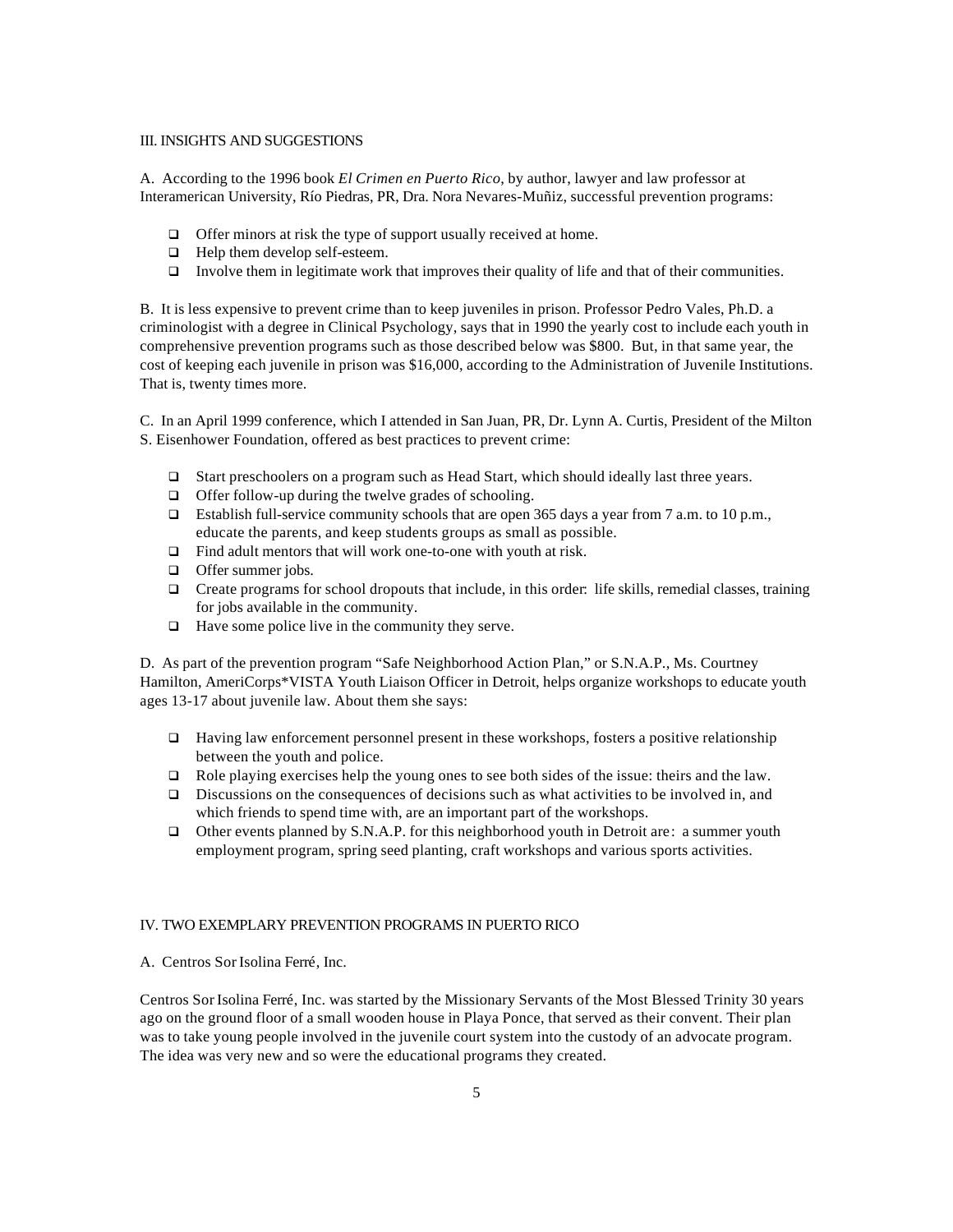## III. INSIGHTS AND SUGGESTIONS

A. According to the 1996 book *El Crimen en Puerto Rico*, by author, lawyer and law professor at Interamerican University, Río Piedras, PR, Dra. Nora Nevares-Muñiz, successful prevention programs:

- Offer minors at risk the type of support usually received at home.
- Help them develop self-esteem.
- Involve them in legitimate work that improves their quality of life and that of their communities.

B. It is less expensive to prevent crime than to keep juveniles in prison. Professor Pedro Vales, Ph.D. a criminologist with a degree in Clinical Psychology, says that in 1990 the yearly cost to include each youth in comprehensive prevention programs such as those described below was $800. But, in that same year, the cost of keeping each juvenile in prison was $16,000, according to the Administration of Juvenile Institutions. That is, twenty times more.

C. In an April 1999 conference, which I attended in San Juan, PR, Dr. Lynn A. Curtis, President of the Milton S. Eisenhower Foundation, offered as best practices to prevent crime:

- Start preschoolers on a program such as Head Start, which should ideally last three years.
- Offer follow-up during the twelve grades of schooling.
- Establish full-service community schools that are open 365 days a year from 7 a.m. to 10 p.m., educate the parents, and keep students groups as small as possible.
- Find adult mentors that will work one-to-one with youth at risk.
- Offer summer jobs.
- Create programs for school dropouts that include, in this order: life skills, remedial classes, training for jobs available in the community.
- Have some police live in the community they serve.

D. As part of the prevention program "Safe Neighborhood Action Plan," or S.N.A.P., Ms. Courtney Hamilton, AmeriCorps*VISTA Youth Liaison Officer in Detroit, helps organize workshops to educate youth ages 13-17 about juvenile law. About them she says:

- Having law enforcement personnel present in these workshops, fosters a positive relationship between the youth and police.
- Role playing exercises help the young ones to see both sides of the issue: theirs and the law.
- Discussions on the consequences of decisions such as what activities to be involved in, and which friends to spend time with, are an important part of the workshops.
- Other events planned by S.N.A.P. for this neighborhood youth in Detroit are: a summer youth employment program, spring seed planting, craft workshops and various sports activities.

## IV. TWO EXEMPLARY PREVENTION PROGRAMS IN PUERTO RICO

### A. Centros Sor Isolina Ferré, Inc.

Centros Sor Isolina Ferré, Inc. was started by the Missionary Servants of the Most Blessed Trinity 30 years ago on the ground floor of a small wooden house in Playa Ponce, that served as their convent. Their plan was to take young people involved in the juvenile court system into the custody of an advocate program. The idea was very new and so were the educational programs they created.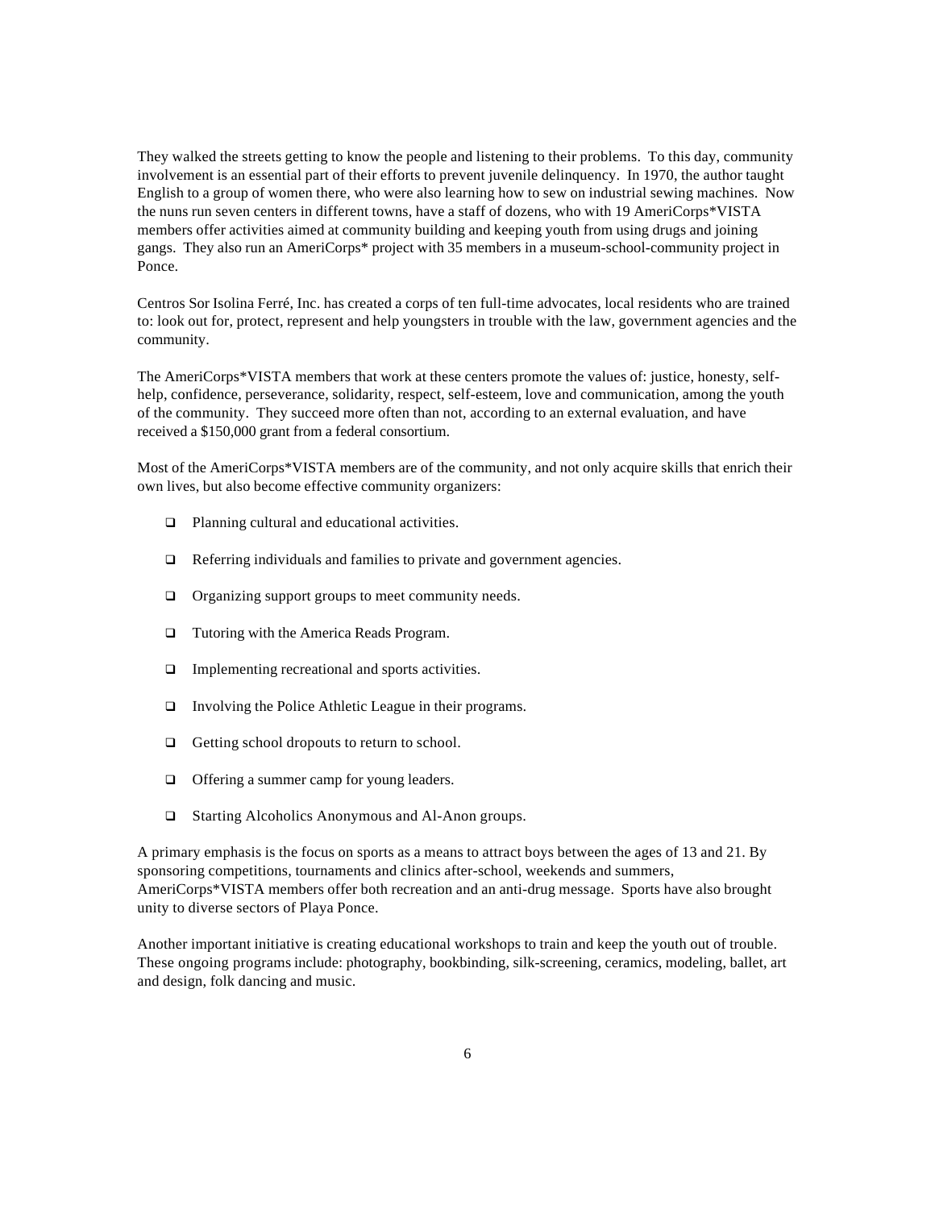They walked the streets getting to know the people and listening to their problems. To this day, community involvement is an essential part of their efforts to prevent juvenile delinquency. In 1970, the author taught English to a group of women there, who were also learning how to sew on industrial sewing machines. Now the nuns run seven centers in different towns, have a staff of dozens, who with 19 AmeriCorps*VISTA members offer activities aimed at community building and keeping youth from using drugs and joining gangs. They also run an AmeriCorps* project with 35 members in a museum-school-community project in Ponce.

Centros Sor Isolina Ferré, Inc. has created a corps of ten full-time advocates, local residents who are trained to: look out for, protect, represent and help youngsters in trouble with the law, government agencies and the community.

The AmeriCorps*VISTA members that work at these centers promote the values of: justice, honesty, self-help, confidence, perseverance, solidarity, respect, self-esteem, love and communication, among the youth of the community. They succeed more often than not, according to an external evaluation, and have received a $150,000 grant from a federal consortium.

Most of the AmeriCorps*VISTA members are of the community, and not only acquire skills that enrich their own lives, but also become effective community organizers:

- Planning cultural and educational activities.
- Referring individuals and families to private and government agencies.
- Organizing support groups to meet community needs.
- Tutoring with the America Reads Program.
- Implementing recreational and sports activities.
- Involving the Police Athletic League in their programs.
- Getting school dropouts to return to school.
- Offering a summer camp for young leaders.
- Starting Alcoholics Anonymous and Al-Anon groups.

A primary emphasis is the focus on sports as a means to attract boys between the ages of 13 and 21. By sponsoring competitions, tournaments and clinics after-school, weekends and summers, AmeriCorps*VISTA members offer both recreation and an anti-drug message. Sports have also brought unity to diverse sectors of Playa Ponce.

Another important initiative is creating educational workshops to train and keep the youth out of trouble. These ongoing programs include: photography, bookbinding, silk-screening, ceramics, modeling, ballet, art and design, folk dancing and music.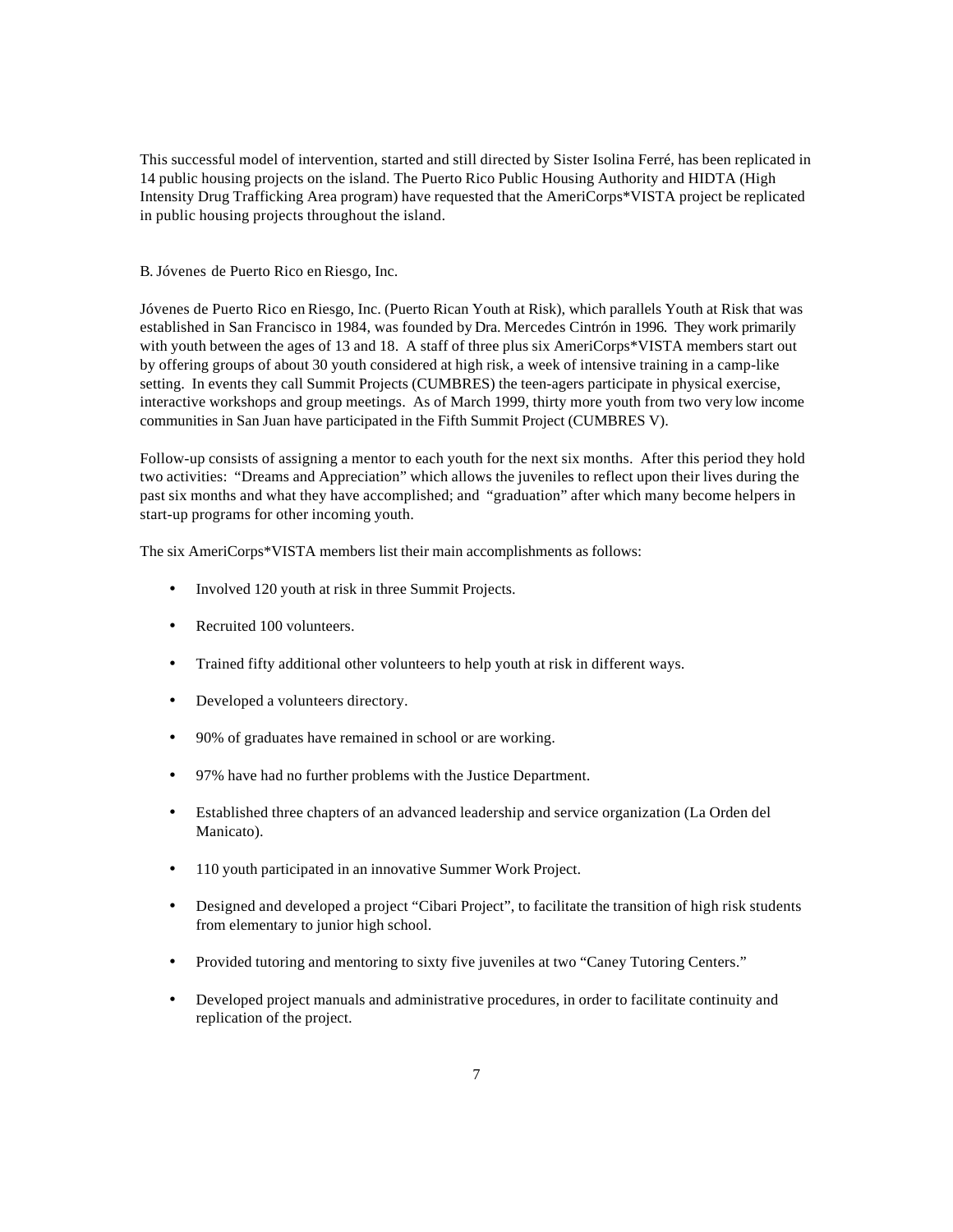This successful model of intervention, started and still directed by Sister Isolina Ferré, has been replicated in 14 public housing projects on the island. The Puerto Rico Public Housing Authority and HIDTA (High Intensity Drug Trafficking Area program) have requested that the AmeriCorps*VISTA project be replicated in public housing projects throughout the island.

B. Jóvenes de Puerto Rico en Riesgo, Inc.

Jóvenes de Puerto Rico en Riesgo, Inc. (Puerto Rican Youth at Risk), which parallels Youth at Risk that was established in San Francisco in 1984, was founded by Dra. Mercedes Cintrón in 1996. They work primarily with youth between the ages of 13 and 18. A staff of three plus six AmeriCorps*VISTA members start out by offering groups of about 30 youth considered at high risk, a week of intensive training in a camp-like setting. In events they call Summit Projects (CUMBRES) the teen-agers participate in physical exercise, interactive workshops and group meetings. As of March 1999, thirty more youth from two very low income communities in San Juan have participated in the Fifth Summit Project (CUMBRES V).

Follow-up consists of assigning a mentor to each youth for the next six months. After this period they hold two activities: "Dreams and Appreciation" which allows the juveniles to reflect upon their lives during the past six months and what they have accomplished; and "graduation" after which many become helpers in start-up programs for other incoming youth.

The six AmeriCorps*VISTA members list their main accomplishments as follows:

- Involved 120 youth at risk in three Summit Projects.
- Recruited 100 volunteers.
- Trained fifty additional other volunteers to help youth at risk in different ways.
- Developed a volunteers directory.
- 90% of graduates have remained in school or are working.
- 97% have had no further problems with the Justice Department.
- Established three chapters of an advanced leadership and service organization (La Orden del Manicato).
- 110 youth participated in an innovative Summer Work Project.
- Designed and developed a project "Cibari Project", to facilitate the transition of high risk students from elementary to junior high school.
- Provided tutoring and mentoring to sixty five juveniles at two "Caney Tutoring Centers."
- Developed project manuals and administrative procedures, in order to facilitate continuity and replication of the project.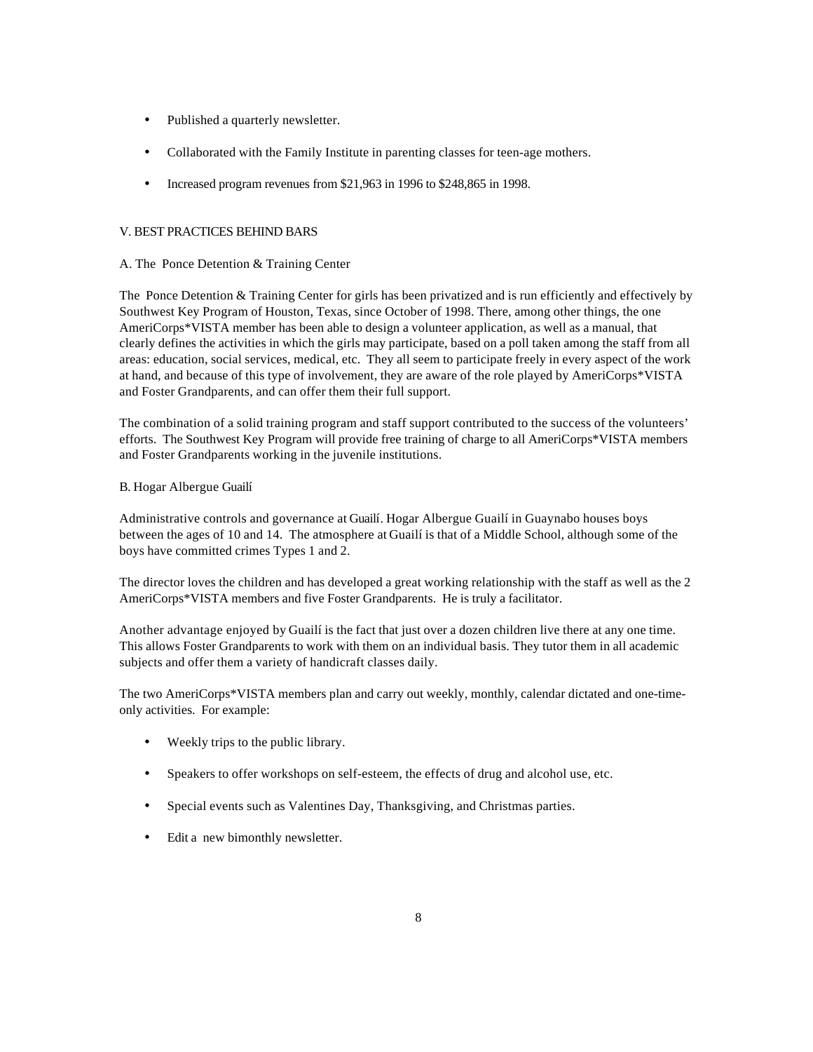- Published a quarterly newsletter.
- Collaborated with the Family Institute in parenting classes for teen-age mothers.
- Increased program revenues from $21,963 in 1996 to $248,865 in 1998.

## V. BEST PRACTICES BEHIND BARS

### A. The Ponce Detention & Training Center

The Ponce Detention & Training Center for girls has been privatized and is run efficiently and effectively by Southwest Key Program of Houston, Texas, since October of 1998. There, among other things, the one AmeriCorps*VISTA member has been able to design a volunteer application, as well as a manual, that clearly defines the activities in which the girls may participate, based on a poll taken among the staff from all areas: education, social services, medical, etc. They all seem to participate freely in every aspect of the work at hand, and because of this type of involvement, they are aware of the role played by AmeriCorps*VISTA and Foster Grandparents, and can offer them their full support.

The combination of a solid training program and staff support contributed to the success of the volunteers' efforts. The Southwest Key Program will provide free training of charge to all AmeriCorps*VISTA members and Foster Grandparents working in the juvenile institutions.

### B. Hogar Albergue Guailí

Administrative controls and governance at Guailí. Hogar Albergue Guailí in Guaynabo houses boys between the ages of 10 and 14. The atmosphere at Guailí is that of a Middle School, although some of the boys have committed crimes Types 1 and 2.

The director loves the children and has developed a great working relationship with the staff as well as the 2 AmeriCorps*VISTA members and five Foster Grandparents. He is truly a facilitator.

Another advantage enjoyed by Guailí is the fact that just over a dozen children live there at any one time. This allows Foster Grandparents to work with them on an individual basis. They tutor them in all academic subjects and offer them a variety of handicraft classes daily.

The two AmeriCorps*VISTA members plan and carry out weekly, monthly, calendar dictated and one-time-only activities. For example:

- Weekly trips to the public library.
- Speakers to offer workshops on self-esteem, the effects of drug and alcohol use, etc.
- Special events such as Valentines Day, Thanksgiving, and Christmas parties.
- Edit a new bimonthly newsletter.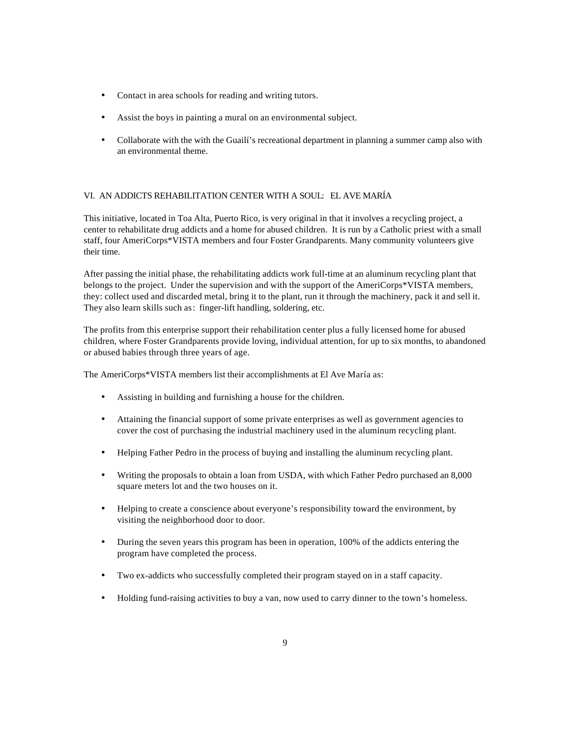- Contact in area schools for reading and writing tutors.

- Assist the boys in painting a mural on an environmental subject.

- Collaborate with the with the Guailí's recreational department in planning a summer camp also with an environmental theme.

## VI. AN ADDICTS REHABILITATION CENTER WITH A SOUL: EL AVE MARÍA

This initiative, located in Toa Alta, Puerto Rico, is very original in that it involves a recycling project, a center to rehabilitate drug addicts and a home for abused children. It is run by a Catholic priest with a small staff, four AmeriCorps*VISTA members and four Foster Grandparents. Many community volunteers give their time.

After passing the initial phase, the rehabilitating addicts work full-time at an aluminum recycling plant that belongs to the project. Under the supervision and with the support of the AmeriCorps*VISTA members, they: collect used and discarded metal, bring it to the plant, run it through the machinery, pack it and sell it. They also learn skills such as: finger-lift handling, soldering, etc.

The profits from this enterprise support their rehabilitation center plus a fully licensed home for abused children, where Foster Grandparents provide loving, individual attention, for up to six months, to abandoned or abused babies through three years of age.

The AmeriCorps*VISTA members list their accomplishments at El Ave María as:

- Assisting in building and furnishing a house for the children.

- Attaining the financial support of some private enterprises as well as government agencies to cover the cost of purchasing the industrial machinery used in the aluminum recycling plant.

- Helping Father Pedro in the process of buying and installing the aluminum recycling plant.

- Writing the proposals to obtain a loan from USDA, with which Father Pedro purchased an 8,000 square meters lot and the two houses on it.

- Helping to create a conscience about everyone's responsibility toward the environment, by visiting the neighborhood door to door.

- During the seven years this program has been in operation, 100% of the addicts entering the program have completed the process.

- Two ex-addicts who successfully completed their program stayed on in a staff capacity.

- Holding fund-raising activities to buy a van, now used to carry dinner to the town's homeless.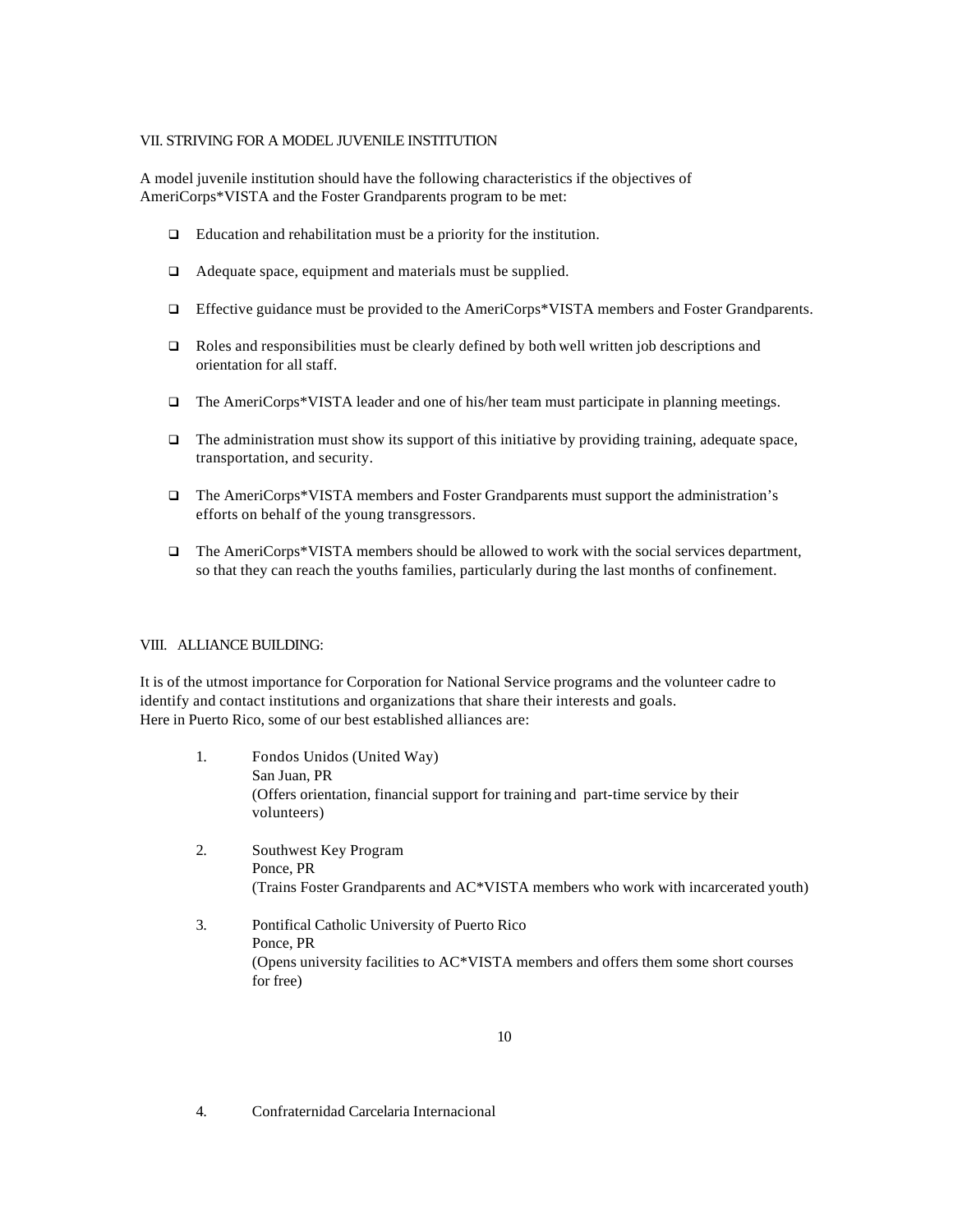## VII. STRIVING FOR A MODEL JUVENILE INSTITUTION

A model juvenile institution should have the following characteristics if the objectives of AmeriCorps*VISTA and the Foster Grandparents program to be met:

- Education and rehabilitation must be a priority for the institution.
- Adequate space, equipment and materials must be supplied.
- Effective guidance must be provided to the AmeriCorps*VISTA members and Foster Grandparents.
- Roles and responsibilities must be clearly defined by both well written job descriptions and orientation for all staff.
- The AmeriCorps*VISTA leader and one of his/her team must participate in planning meetings.
- The administration must show its support of this initiative by providing training, adequate space, transportation, and security.
- The AmeriCorps*VISTA members and Foster Grandparents must support the administration's efforts on behalf of the young transgressors.
- The AmeriCorps*VISTA members should be allowed to work with the social services department, so that they can reach the youths families, particularly during the last months of confinement.

## VIII. ALLIANCE BUILDING:

It is of the utmost importance for Corporation for National Service programs and the volunteer cadre to identify and contact institutions and organizations that share their interests and goals.
Here in Puerto Rico, some of our best established alliances are:

1. Fondos Unidos (United Way)
   San Juan, PR
   (Offers orientation, financial support for training and part-time service by their volunteers)

2. Southwest Key Program
   Ponce, PR
   (Trains Foster Grandparents and AC*VISTA members who work with incarcerated youth)

3. Pontifical Catholic University of Puerto Rico
   Ponce, PR
   (Opens university facilities to AC*VISTA members and offers them some short courses for free)

4. Confraternidad Carcelaria Internacional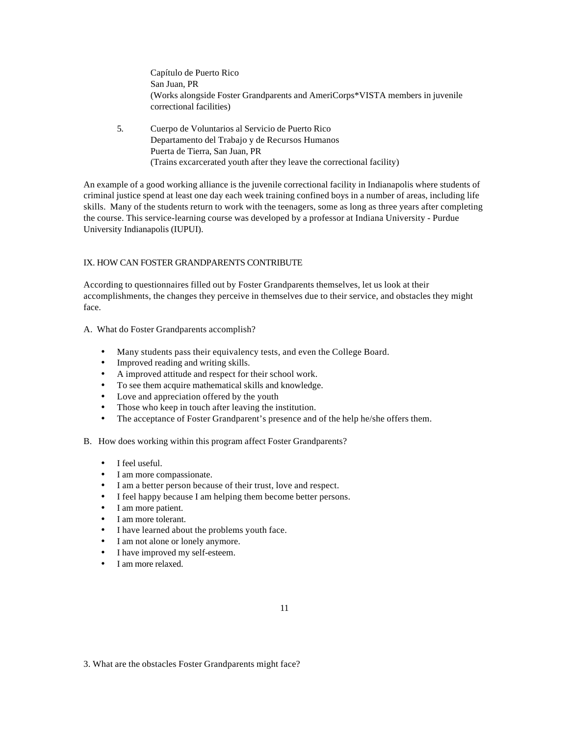Capítulo de Puerto Rico
San Juan, PR
(Works alongside Foster Grandparents and AmeriCorps*VISTA members in juvenile correctional facilities)

5. Cuerpo de Voluntarios al Servicio de Puerto Rico
Departamento del Trabajo y de Recursos Humanos
Puerta de Tierra, San Juan, PR
(Trains excarcerated youth after they leave the correctional facility)

An example of a good working alliance is the juvenile correctional facility in Indianapolis where students of criminal justice spend at least one day each week training confined boys in a number of areas, including life skills. Many of the students return to work with the teenagers, some as long as three years after completing the course. This service-learning course was developed by a professor at Indiana University - Purdue University Indianapolis (IUPUI).

## IX. HOW CAN FOSTER GRANDPARENTS CONTRIBUTE

According to questionnaires filled out by Foster Grandparents themselves, let us look at their accomplishments, the changes they perceive in themselves due to their service, and obstacles they might face.

A. What do Foster Grandparents accomplish?

- Many students pass their equivalency tests, and even the College Board.
- Improved reading and writing skills.
- A improved attitude and respect for their school work.
- To see them acquire mathematical skills and knowledge.
- Love and appreciation offered by the youth
- Those who keep in touch after leaving the institution.
- The acceptance of Foster Grandparent's presence and of the help he/she offers them.

B. How does working within this program affect Foster Grandparents?

- I feel useful.
- I am more compassionate.
- I am a better person because of their trust, love and respect.
- I feel happy because I am helping them become better persons.
- I am more patient.
- I am more tolerant.
- I have learned about the problems youth face.
- I am not alone or lonely anymore.
- I have improved my self-esteem.
- I am more relaxed.

3. What are the obstacles Foster Grandparents might face?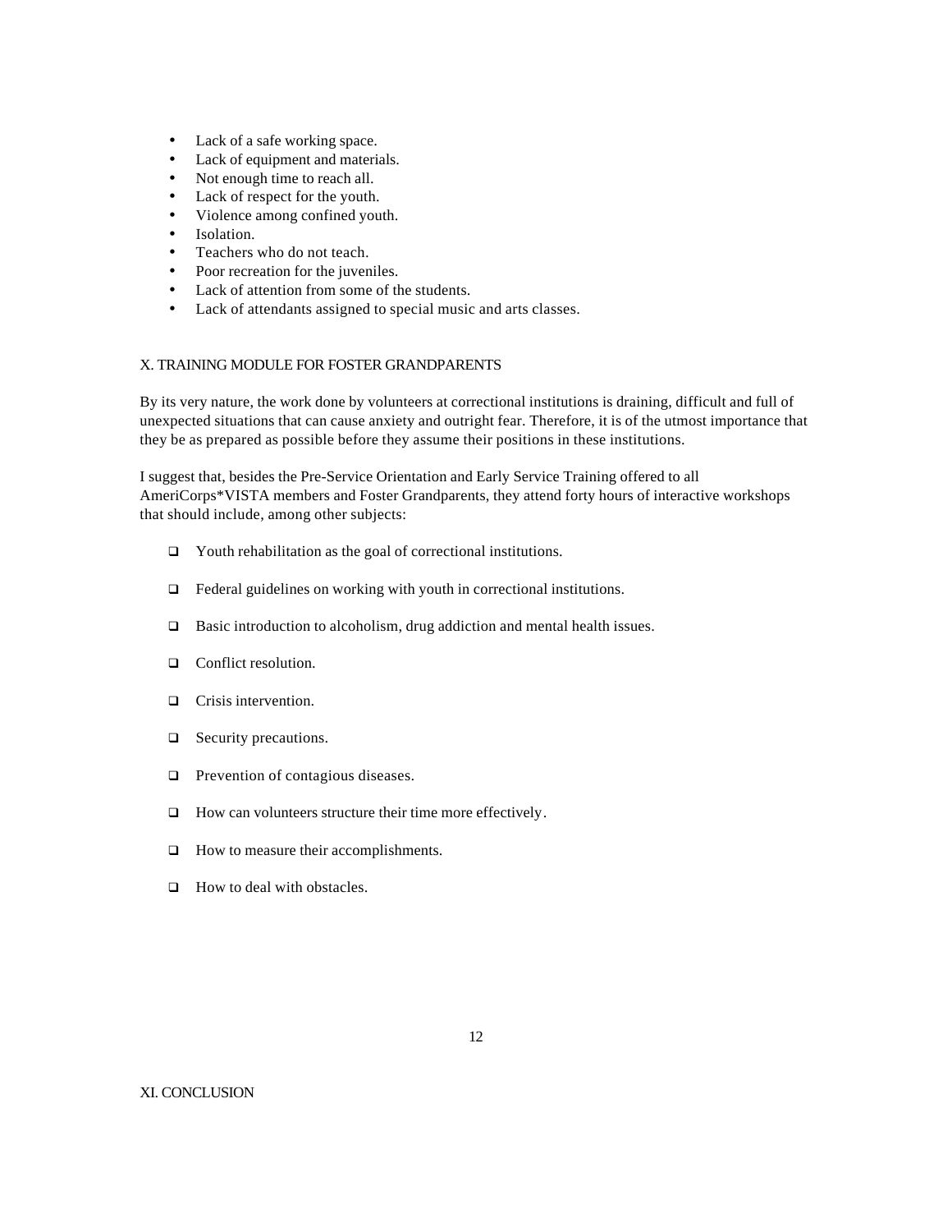- Lack of a safe working space.
- Lack of equipment and materials.
- Not enough time to reach all.
- Lack of respect for the youth.
- Violence among confined youth.
- Isolation.
- Teachers who do not teach.
- Poor recreation for the juveniles.
- Lack of attention from some of the students.
- Lack of attendants assigned to special music and arts classes.

## X. TRAINING MODULE FOR FOSTER GRANDPARENTS

By its very nature, the work done by volunteers at correctional institutions is draining, difficult and full of unexpected situations that can cause anxiety and outright fear. Therefore, it is of the utmost importance that they be as prepared as possible before they assume their positions in these institutions.

I suggest that, besides the Pre-Service Orientation and Early Service Training offered to all AmeriCorps*VISTA members and Foster Grandparents, they attend forty hours of interactive workshops that should include, among other subjects:

- Youth rehabilitation as the goal of correctional institutions.
- Federal guidelines on working with youth in correctional institutions.
- Basic introduction to alcoholism, drug addiction and mental health issues.
- Conflict resolution.
- Crisis intervention.
- Security precautions.
- Prevention of contagious diseases.
- How can volunteers structure their time more effectively.
- How to measure their accomplishments.
- How to deal with obstacles.

## XI. CONCLUSION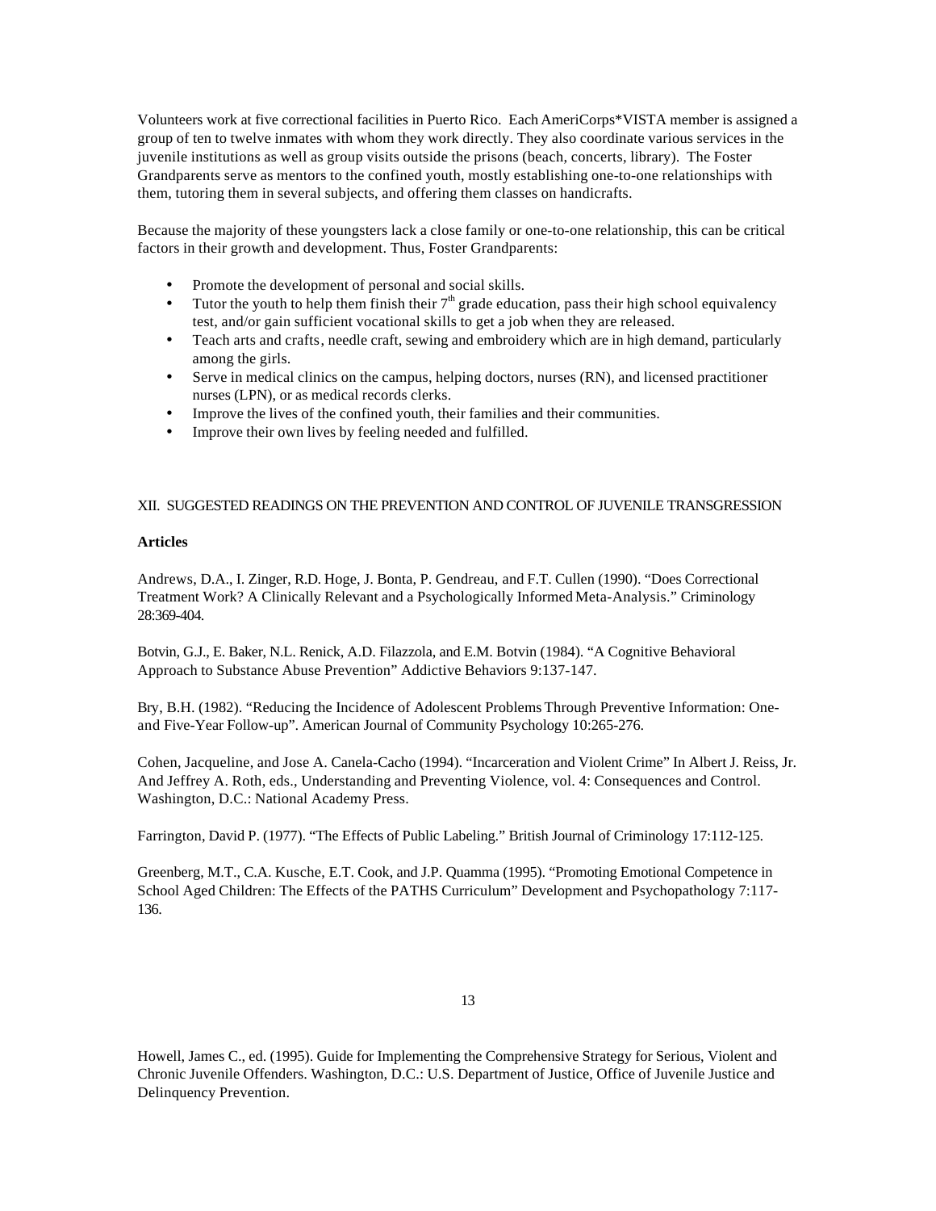Volunteers work at five correctional facilities in Puerto Rico. Each AmeriCorps*VISTA member is assigned a group of ten to twelve inmates with whom they work directly. They also coordinate various services in the juvenile institutions as well as group visits outside the prisons (beach, concerts, library). The Foster Grandparents serve as mentors to the confined youth, mostly establishing one-to-one relationships with them, tutoring them in several subjects, and offering them classes on handicrafts.

Because the majority of these youngsters lack a close family or one-to-one relationship, this can be critical factors in their growth and development. Thus, Foster Grandparents:

- Promote the development of personal and social skills.
- Tutor the youth to help them finish their 7th grade education, pass their high school equivalency test, and/or gain sufficient vocational skills to get a job when they are released.
- Teach arts and crafts, needle craft, sewing and embroidery which are in high demand, particularly among the girls.
- Serve in medical clinics on the campus, helping doctors, nurses (RN), and licensed practitioner nurses (LPN), or as medical records clerks.
- Improve the lives of the confined youth, their families and their communities.
- Improve their own lives by feeling needed and fulfilled.

## XII. SUGGESTED READINGS ON THE PREVENTION AND CONTROL OF JUVENILE TRANSGRESSION

**Articles**

Andrews, D.A., I. Zinger, R.D. Hoge, J. Bonta, P. Gendreau, and F.T. Cullen (1990). "Does Correctional Treatment Work? A Clinically Relevant and a Psychologically Informed Meta-Analysis." Criminology 28:369-404.

Botvin, G.J., E. Baker, N.L. Renick, A.D. Filazzola, and E.M. Botvin (1984). "A Cognitive Behavioral Approach to Substance Abuse Prevention" Addictive Behaviors 9:137-147.

Bry, B.H. (1982). "Reducing the Incidence of Adolescent Problems Through Preventive Information: One- and Five-Year Follow-up". American Journal of Community Psychology 10:265-276.

Cohen, Jacqueline, and Jose A. Canela-Cacho (1994). "Incarceration and Violent Crime" In Albert J. Reiss, Jr. And Jeffrey A. Roth, eds., Understanding and Preventing Violence, vol. 4: Consequences and Control. Washington, D.C.: National Academy Press.

Farrington, David P. (1977). "The Effects of Public Labeling." British Journal of Criminology 17:112-125.

Greenberg, M.T., C.A. Kusche, E.T. Cook, and J.P. Quamma (1995). "Promoting Emotional Competence in School Aged Children: The Effects of the PATHS Curriculum" Development and Psychopathology 7:117-136.

Howell, James C., ed. (1995). Guide for Implementing the Comprehensive Strategy for Serious, Violent and Chronic Juvenile Offenders. Washington, D.C.: U.S. Department of Justice, Office of Juvenile Justice and Delinquency Prevention.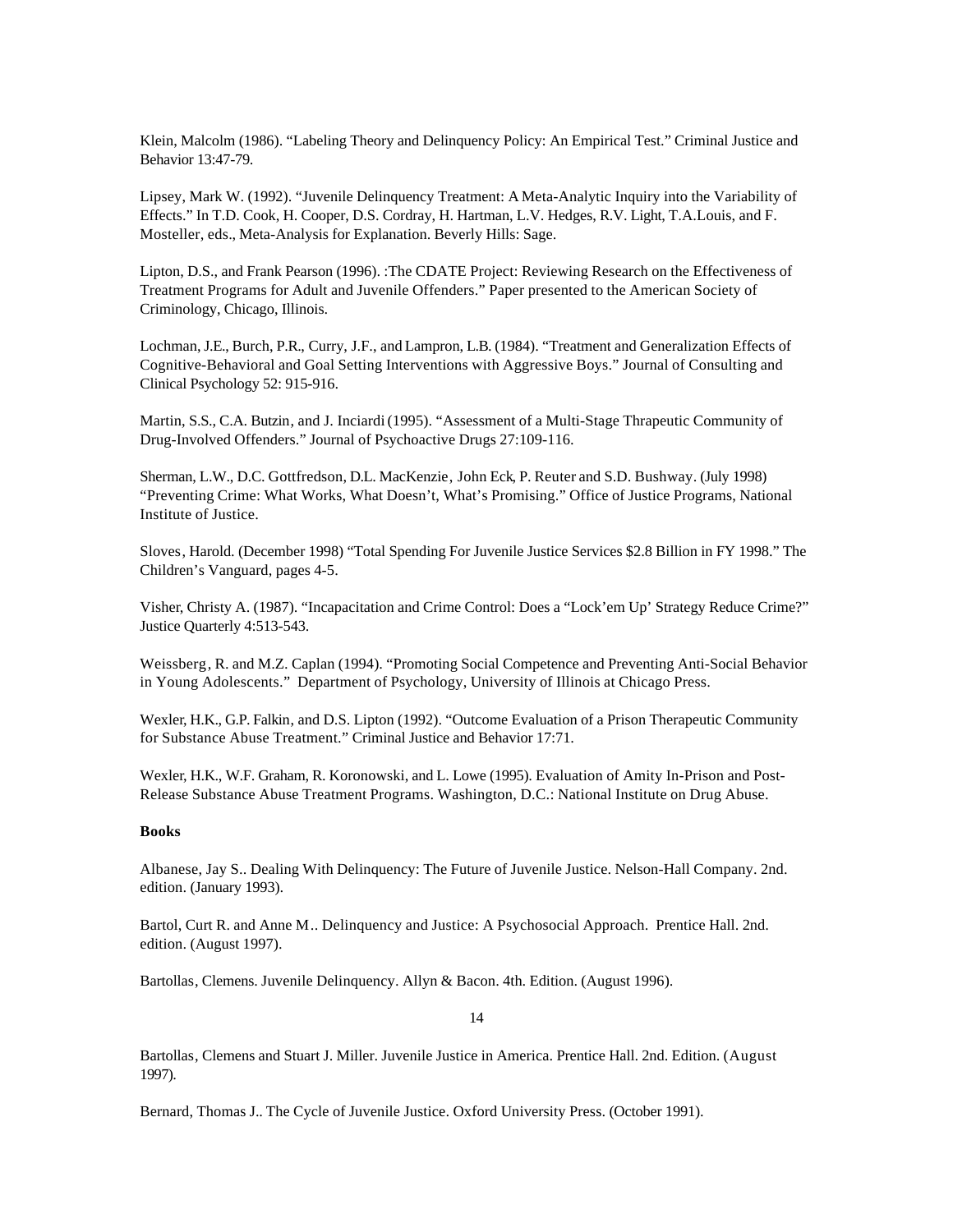Klein, Malcolm (1986). “Labeling Theory and Delinquency Policy: An Empirical Test.” Criminal Justice and Behavior 13:47-79.

Lipsey, Mark W. (1992). “Juvenile Delinquency Treatment: A Meta-Analytic Inquiry into the Variability of Effects.” In T.D. Cook, H. Cooper, D.S. Cordray, H. Hartman, L.V. Hedges, R.V. Light, T.A.Louis, and F. Mosteller, eds., Meta-Analysis for Explanation. Beverly Hills: Sage.

Lipton, D.S., and Frank Pearson (1996). :The CDATE Project: Reviewing Research on the Effectiveness of Treatment Programs for Adult and Juvenile Offenders.” Paper presented to the American Society of Criminology, Chicago, Illinois.

Lochman, J.E., Burch, P.R., Curry, J.F., and Lampron, L.B. (1984). “Treatment and Generalization Effects of Cognitive-Behavioral and Goal Setting Interventions with Aggressive Boys.” Journal of Consulting and Clinical Psychology 52: 915-916.

Martin, S.S., C.A. Butzin, and J. Inciardi (1995). “Assessment of a Multi-Stage Thrapeutic Community of Drug-Involved Offenders.” Journal of Psychoactive Drugs 27:109-116.

Sherman, L.W., D.C. Gottfredson, D.L. MacKenzie, John Eck, P. Reuter and S.D. Bushway. (July 1998) “Preventing Crime: What Works, What Doesn’t, What’s Promising.” Office of Justice Programs, National Institute of Justice.

Sloves, Harold. (December 1998) “Total Spending For Juvenile Justice Services $2.8 Billion in FY 1998.” The Children’s Vanguard, pages 4-5.

Visher, Christy A. (1987). “Incapacitation and Crime Control: Does a “Lock’em Up’ Strategy Reduce Crime?” Justice Quarterly 4:513-543.

Weissberg, R. and M.Z. Caplan (1994). “Promoting Social Competence and Preventing Anti-Social Behavior in Young Adolescents.” Department of Psychology, University of Illinois at Chicago Press.

Wexler, H.K., G.P. Falkin, and D.S. Lipton (1992). “Outcome Evaluation of a Prison Therapeutic Community for Substance Abuse Treatment.” Criminal Justice and Behavior 17:71.

Wexler, H.K., W.F. Graham, R. Koronowski, and L. Lowe (1995). Evaluation of Amity In-Prison and Post-Release Substance Abuse Treatment Programs. Washington, D.C.: National Institute on Drug Abuse.

**Books**

Albanese, Jay S.. Dealing With Delinquency: The Future of Juvenile Justice. Nelson-Hall Company. 2nd. edition. (January 1993).

Bartol, Curt R. and Anne M.. Delinquency and Justice: A Psychosocial Approach. Prentice Hall. 2nd. edition. (August 1997).

Bartollas, Clemens. Juvenile Delinquency. Allyn & Bacon. 4th. Edition. (August 1996).

Bartollas, Clemens and Stuart J. Miller. Juvenile Justice in America. Prentice Hall. 2nd. Edition. (August 1997).

Bernard, Thomas J.. The Cycle of Juvenile Justice. Oxford University Press. (October 1991).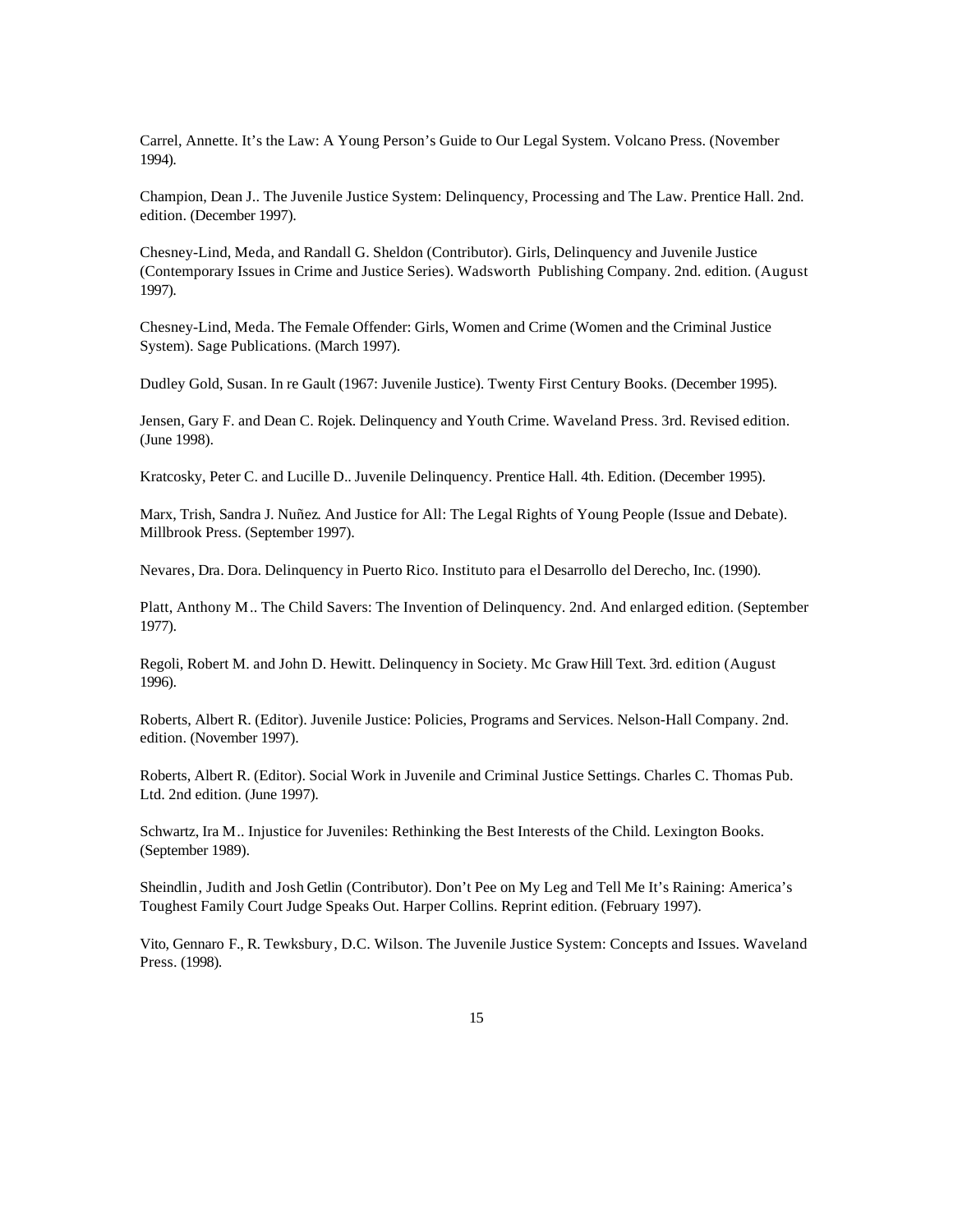Carrel, Annette. It's the Law: A Young Person's Guide to Our Legal System. Volcano Press. (November 1994).

Champion, Dean J.. The Juvenile Justice System: Delinquency, Processing and The Law. Prentice Hall. 2nd. edition. (December 1997).

Chesney-Lind, Meda, and Randall G. Sheldon (Contributor). Girls, Delinquency and Juvenile Justice (Contemporary Issues in Crime and Justice Series). Wadsworth Publishing Company. 2nd. edition. (August 1997).

Chesney-Lind, Meda. The Female Offender: Girls, Women and Crime (Women and the Criminal Justice System). Sage Publications. (March 1997).

Dudley Gold, Susan. In re Gault (1967: Juvenile Justice). Twenty First Century Books. (December 1995).

Jensen, Gary F. and Dean C. Rojek. Delinquency and Youth Crime. Waveland Press. 3rd. Revised edition. (June 1998).

Kratcosky, Peter C. and Lucille D.. Juvenile Delinquency. Prentice Hall. 4th. Edition. (December 1995).

Marx, Trish, Sandra J. Nuñez. And Justice for All: The Legal Rights of Young People (Issue and Debate). Millbrook Press. (September 1997).

Nevares, Dra. Dora. Delinquency in Puerto Rico. Instituto para el Desarrollo del Derecho, Inc. (1990).

Platt, Anthony M.. The Child Savers: The Invention of Delinquency. 2nd. And enlarged edition. (September 1977).

Regoli, Robert M. and John D. Hewitt. Delinquency in Society. Mc Graw Hill Text. 3rd. edition (August 1996).

Roberts, Albert R. (Editor). Juvenile Justice: Policies, Programs and Services. Nelson-Hall Company. 2nd. edition. (November 1997).

Roberts, Albert R. (Editor). Social Work in Juvenile and Criminal Justice Settings. Charles C. Thomas Pub. Ltd. 2nd edition. (June 1997).

Schwartz, Ira M.. Injustice for Juveniles: Rethinking the Best Interests of the Child. Lexington Books. (September 1989).

Sheindlin, Judith and Josh Getlin (Contributor). Don't Pee on My Leg and Tell Me It's Raining: America's Toughest Family Court Judge Speaks Out. Harper Collins. Reprint edition. (February 1997).

Vito, Gennaro F., R. Tewksbury, D.C. Wilson. The Juvenile Justice System: Concepts and Issues. Waveland Press. (1998).